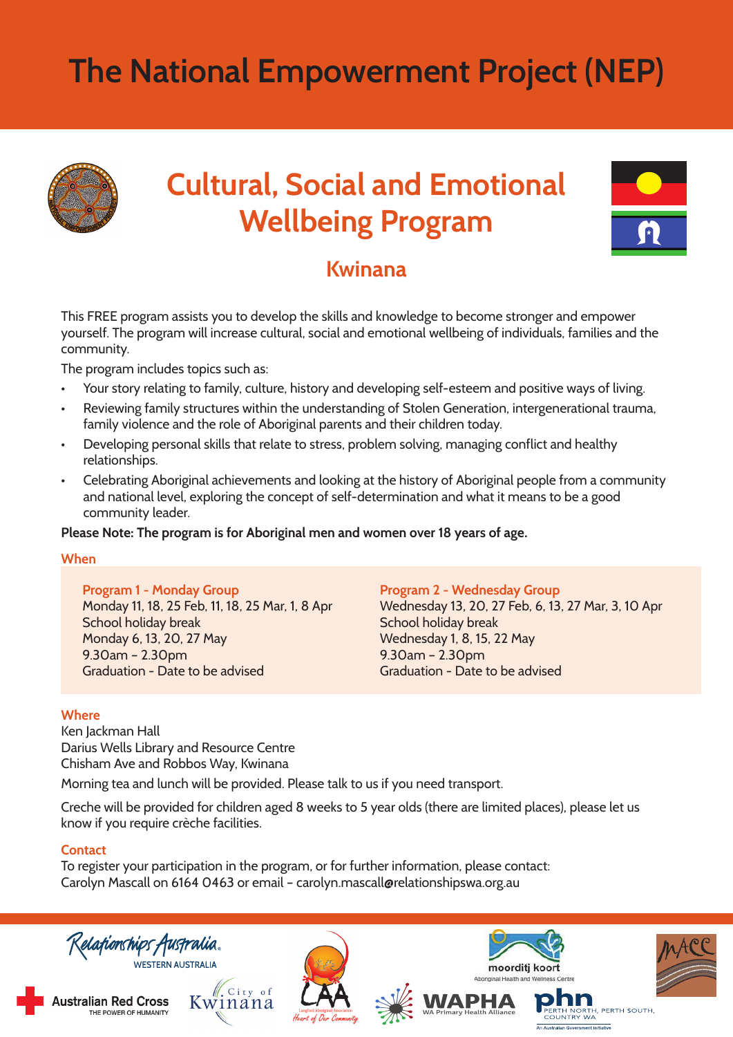# The National Empowerment Project (NEP)

## Cultural, Social and Emotional Wellbeing Program

### Kwinana

This FREE program assists you to develop the skills and knowledge to become stronger and empower yourself. The program will increase cultural, social and emotional wellbeing of individuals, families and the community.

The program includes topics such as:

- Your story relating to family, culture, history and developing self-esteem and positive ways of living.
- Reviewing family structures within the understanding of Stolen Generation, intergenerational trauma, family violence and the role of Aboriginal parents and their children today.
- Developing personal skills that relate to stress, problem solving, managing conflict and healthy relationships.
- Celebrating Aboriginal achievements and looking at the history of Aboriginal people from a community and national level, exploring the concept of self-determination and what it means to be a good community leader.

**Please Note: The program is for Aboriginal men and women over 18 years of age.**

### When

**Program 1 - Monday Group**
Monday 11, 18, 25 Feb, 11, 18, 25 Mar, 1, 8 Apr
School holiday break
Monday 6, 13, 20, 27 May
9.30am – 2.30pm
Graduation - Date to be advised

**Program 2 - Wednesday Group**
Wednesday 13, 20, 27 Feb, 6, 13, 27 Mar, 3, 10 Apr
School holiday break
Wednesday 1, 8, 15, 22 May
9.30am – 2.30pm
Graduation - Date to be advised

### Where

Ken Jackman Hall
Darius Wells Library and Resource Centre
Chisham Ave and Robbos Way, Kwinana

Morning tea and lunch will be provided. Please talk to us if you need transport.

Creche will be provided for children aged 8 weeks to 5 year olds (there are limited places), please let us know if you require crèche facilities.

### Contact

To register your participation in the program, or for further information, please contact:
Carolyn Mascall on 6164 0463 or email – carolyn.mascall@relationshipswa.org.au

Relationships Australia Western Australia · Australian Red Cross – The Power of Humanity · City of Kwinana · Langford Aboriginal Association – Heart of Our Community · moorditj koort Aboriginal Health and Wellness Centre · WAPHA WA Primary Health Alliance · phn Perth North, Perth South, Country WA – An Australian Government Initiative · MACC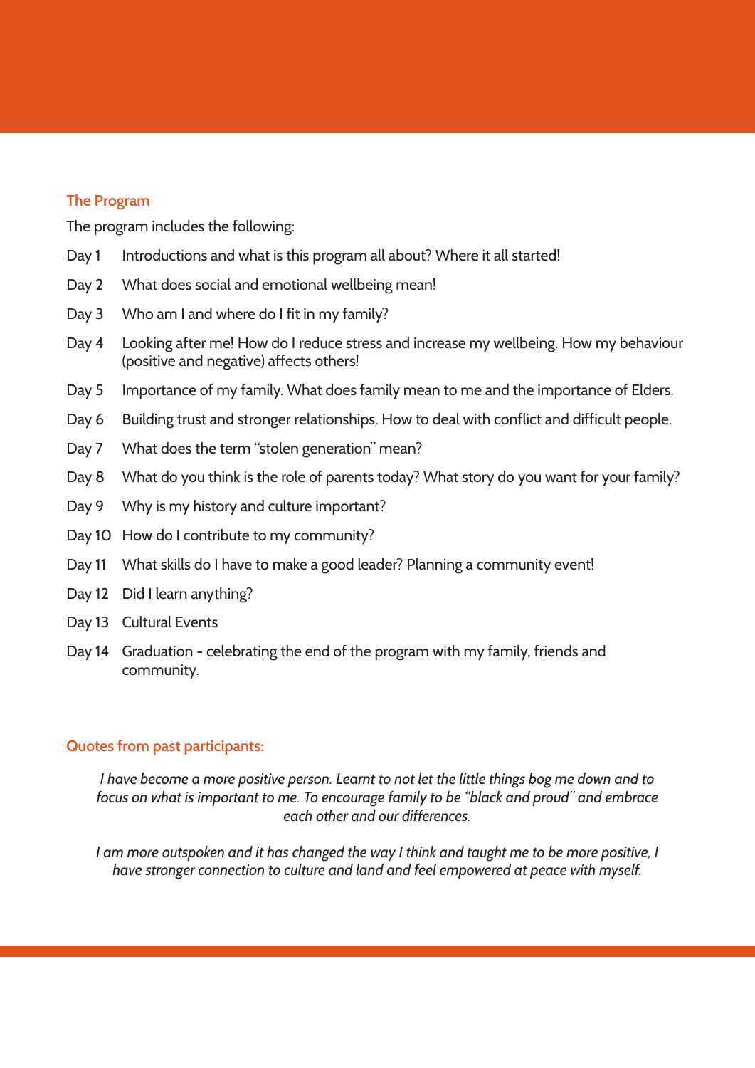## The Program

The program includes the following:

| | |
|---|---|
| Day 1 | Introductions and what is this program all about? Where it all started! |
| Day 2 | What does social and emotional wellbeing mean! |
| Day 3 | Who am I and where do I fit in my family? |
| Day 4 | Looking after me! How do I reduce stress and increase my wellbeing. How my behaviour (positive and negative) affects others! |
| Day 5 | Importance of my family. What does family mean to me and the importance of Elders. |
| Day 6 | Building trust and stronger relationships. How to deal with conflict and difficult people. |
| Day 7 | What does the term "stolen generation" mean? |
| Day 8 | What do you think is the role of parents today? What story do you want for your family? |
| Day 9 | Why is my history and culture important? |
| Day 10 | How do I contribute to my community? |
| Day 11 | What skills do I have to make a good leader? Planning a community event! |
| Day 12 | Did I learn anything? |
| Day 13 | Cultural Events |
| Day 14 | Graduation - celebrating the end of the program with my family, friends and community. |

## Quotes from past participants:

*I have become a more positive person. Learnt to not let the little things bog me down and to focus on what is important to me. To encourage family to be "black and proud" and embrace each other and our differences.*

*I am more outspoken and it has changed the way I think and taught me to be more positive, I have stronger connection to culture and land and feel empowered at peace with myself.*